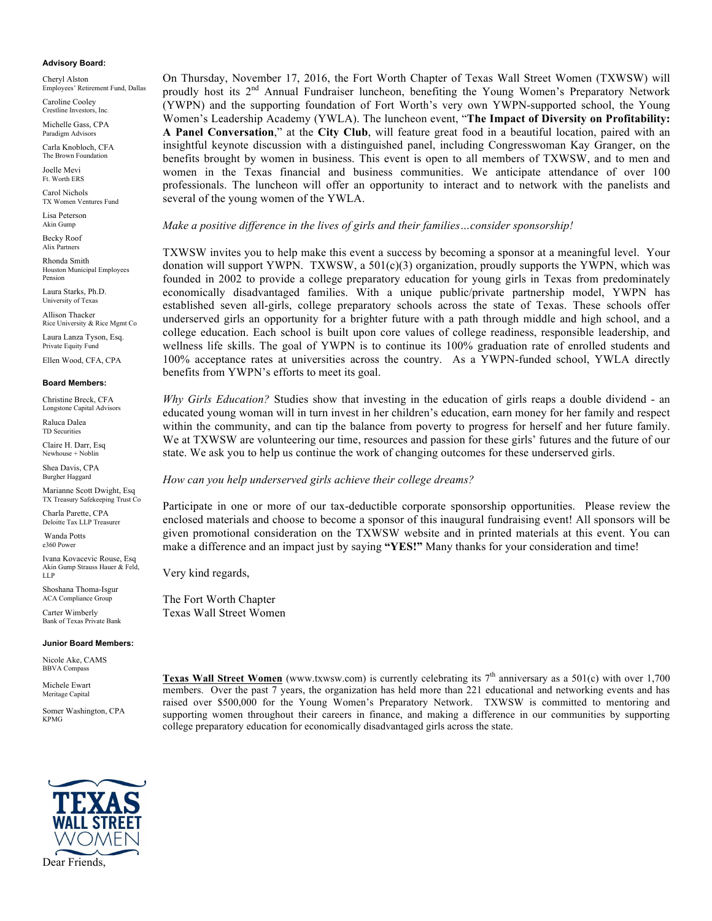**Advisory Board:**

Cheryl Alston
Employees' Retirement Fund, Dallas

Caroline Cooley
Crestline Investors, Inc.

Michelle Gass, CPA
Paradigm Advisors

Carla Knobloch, CFA
The Brown Foundation

Joelle Mevi
Ft. Worth ERS

Carol Nichols
TX Women Ventures Fund

Lisa Peterson
Akin Gump

Becky Roof
Alix Partners

Rhonda Smith
Houston Municipal Employees Pension

Laura Starks, Ph.D.
University of Texas

Allison Thacker
Rice University & Rice Mgmt Co

Laura Lanza Tyson, Esq.
Private Equity Fund

Ellen Wood, CFA, CPA

**Board Members:**

Christine Breck, CFA
Longstone Capital Advisors

Raluca Dalea
TD Securities

Claire H. Darr, Esq
Newhouse + Noblin

Shea Davis, CPA
Burgher Haggard

Marianne Scott Dwight, Esq
TX Treasury Safekeeping Trust Co

Charla Parette, CPA
Deloitte Tax LLP Treasurer

Wanda Potts
e360 Power

Ivana Kovacevic Rouse, Esq
Akin Gump Strauss Hauer & Feld, LLP

Shoshana Thoma-Isgur
ACA Compliance Group

Carter Wimberly
Bank of Texas Private Bank

**Junior Board Members:**

Nicole Ake, CAMS
BBVA Compass

Michele Ewart
Meritage Capital

Somer Washington, CPA
KPMG

TEXAS WALL STREET WOMEN

Dear Friends,

On Thursday, November 17, 2016, the Fort Worth Chapter of Texas Wall Street Women (TXWSW) will proudly host its 2nd Annual Fundraiser luncheon, benefiting the Young Women's Preparatory Network (YWPN) and the supporting foundation of Fort Worth's very own YWPN-supported school, the Young Women's Leadership Academy (YWLA). The luncheon event, "**The Impact of Diversity on Profitability: A Panel Conversation**," at the **City Club**, will feature great food in a beautiful location, paired with an insightful keynote discussion with a distinguished panel, including Congresswoman Kay Granger, on the benefits brought by women in business. This event is open to all members of TXWSW, and to men and women in the Texas financial and business communities. We anticipate attendance of over 100 professionals. The luncheon will offer an opportunity to interact and to network with the panelists and several of the young women of the YWLA.

*Make a positive difference in the lives of girls and their families…consider sponsorship!*

TXWSW invites you to help make this event a success by becoming a sponsor at a meaningful level. Your donation will support YWPN. TXWSW, a 501(c)(3) organization, proudly supports the YWPN, which was founded in 2002 to provide a college preparatory education for young girls in Texas from predominately economically disadvantaged families. With a unique public/private partnership model, YWPN has established seven all-girls, college preparatory schools across the state of Texas. These schools offer underserved girls an opportunity for a brighter future with a path through middle and high school, and a college education. Each school is built upon core values of college readiness, responsible leadership, and wellness life skills. The goal of YWPN is to continue its 100% graduation rate of enrolled students and 100% acceptance rates at universities across the country. As a YWPN-funded school, YWLA directly benefits from YWPN's efforts to meet its goal.

*Why Girls Education?* Studies show that investing in the education of girls reaps a double dividend - an educated young woman will in turn invest in her children's education, earn money for her family and respect within the community, and can tip the balance from poverty to progress for herself and her future family. We at TXWSW are volunteering our time, resources and passion for these girls' futures and the future of our state. We ask you to help us continue the work of changing outcomes for these underserved girls.

*How can you help underserved girls achieve their college dreams?*

Participate in one or more of our tax-deductible corporate sponsorship opportunities. Please review the enclosed materials and choose to become a sponsor of this inaugural fundraising event! All sponsors will be given promotional consideration on the TXWSW website and in printed materials at this event. You can make a difference and an impact just by saying **"YES!"** Many thanks for your consideration and time!

Very kind regards,

The Fort Worth Chapter
Texas Wall Street Women

**Texas Wall Street Women** (www.txwsw.com) is currently celebrating its 7th anniversary as a 501(c) with over 1,700 members. Over the past 7 years, the organization has held more than 221 educational and networking events and has raised over $500,000 for the Young Women's Preparatory Network. TXWSW is committed to mentoring and supporting women throughout their careers in finance, and making a difference in our communities by supporting college preparatory education for economically disadvantaged girls across the state.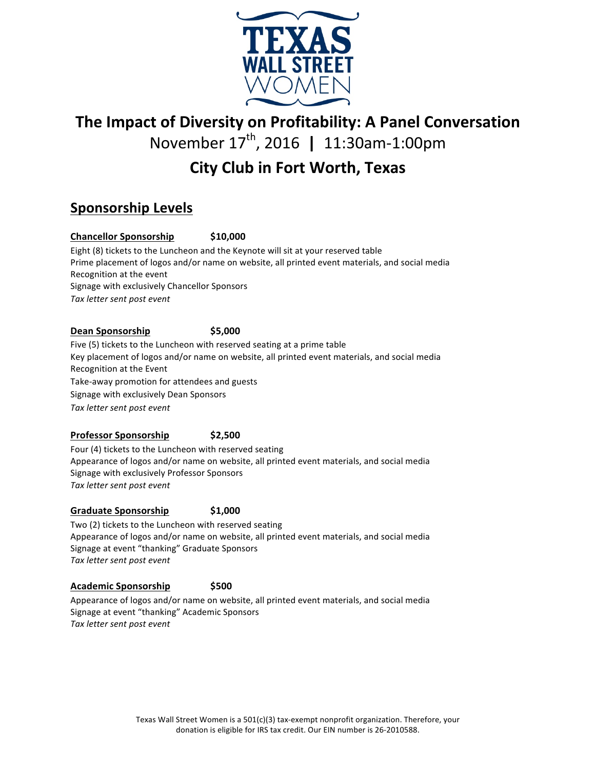# The Impact of Diversity on Profitability: A Panel Conversation

November 17th, 2016 **|** 11:30am-1:00pm

## City Club in Fort Worth, Texas

## Sponsorship Levels

**Chancellor Sponsorship** **$10,000**

Eight (8) tickets to the Luncheon and the Keynote will sit at your reserved table
Prime placement of logos and/or name on website, all printed event materials, and social media
Recognition at the event
Signage with exclusively Chancellor Sponsors
*Tax letter sent post event*

**Dean Sponsorship** **$5,000**

Five (5) tickets to the Luncheon with reserved seating at a prime table
Key placement of logos and/or name on website, all printed event materials, and social media
Recognition at the Event
Take-away promotion for attendees and guests
Signage with exclusively Dean Sponsors
*Tax letter sent post event*

**Professor Sponsorship** **$2,500**

Four (4) tickets to the Luncheon with reserved seating
Appearance of logos and/or name on website, all printed event materials, and social media
Signage with exclusively Professor Sponsors
*Tax letter sent post event*

**Graduate Sponsorship** **$1,000**

Two (2) tickets to the Luncheon with reserved seating
Appearance of logos and/or name on website, all printed event materials, and social media
Signage at event "thanking" Graduate Sponsors
*Tax letter sent post event*

**Academic Sponsorship** **$500**

Appearance of logos and/or name on website, all printed event materials, and social media
Signage at event "thanking" Academic Sponsors
*Tax letter sent post event*

Texas Wall Street Women is a 501(c)(3) tax-exempt nonprofit organization. Therefore, your donation is eligible for IRS tax credit. Our EIN number is 26-2010588.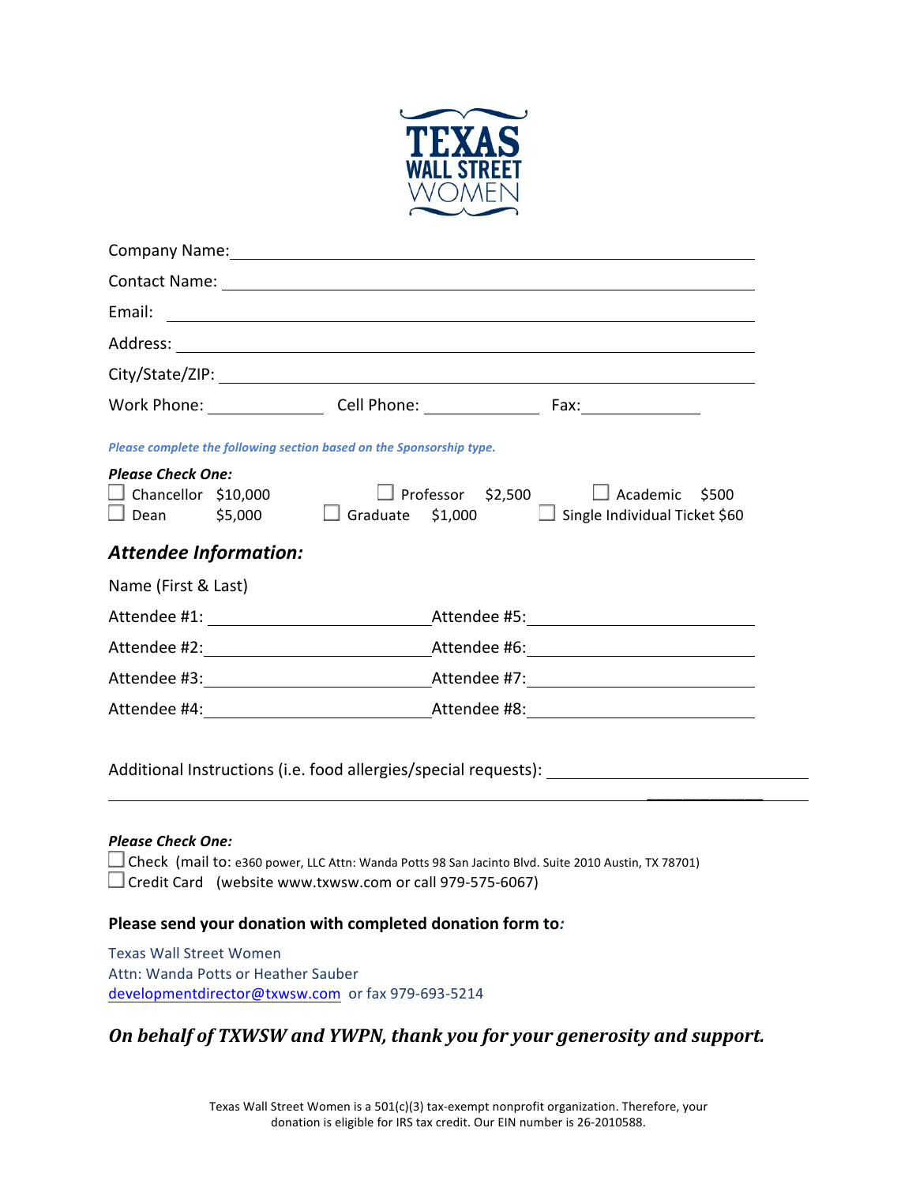# TEXAS WALL STREET WOMEN

Company Name: ____________________

Contact Name: ____________________

Email: ____________________

Address: ____________________

City/State/ZIP: ____________________

Work Phone: ____________ Cell Phone: ____________ Fax: ____________

***Please complete the following section based on the Sponsorship type.***

***Please Check One:***

- ☐ Chancellor $10,000
- ☐ Dean $5,000
- ☐ Professor $2,500
- ☐ Graduate $1,000
- ☐ Academic $500
- ☐ Single Individual Ticket $60

## *Attendee Information:*

Name (First & Last)

Attendee #1: ____________________

Attendee #2: ____________________

Attendee #3: ____________________

Attendee #4: ____________________

Attendee #5: ____________________

Attendee #6: ____________________

Attendee #7: ____________________

Attendee #8: ____________________

Additional Instructions (i.e. food allergies/special requests): ____________________

____________________

***Please Check One:***

- ☐ Check (mail to: e360 power, LLC Attn: Wanda Potts 98 San Jacinto Blvd. Suite 2010 Austin, TX 78701)
- ☐ Credit Card (website www.txwsw.com or call 979-575-6067)

**Please send your donation with completed donation form to*:***

Texas Wall Street Women
Attn: Wanda Potts or Heather Sauber
developmentdirector@txwsw.com or fax 979-693-5214

***On behalf of TXWSW and YWPN, thank you for your generosity and support.***

Texas Wall Street Women is a 501(c)(3) tax-exempt nonprofit organization. Therefore, your donation is eligible for IRS tax credit. Our EIN number is 26-2010588.